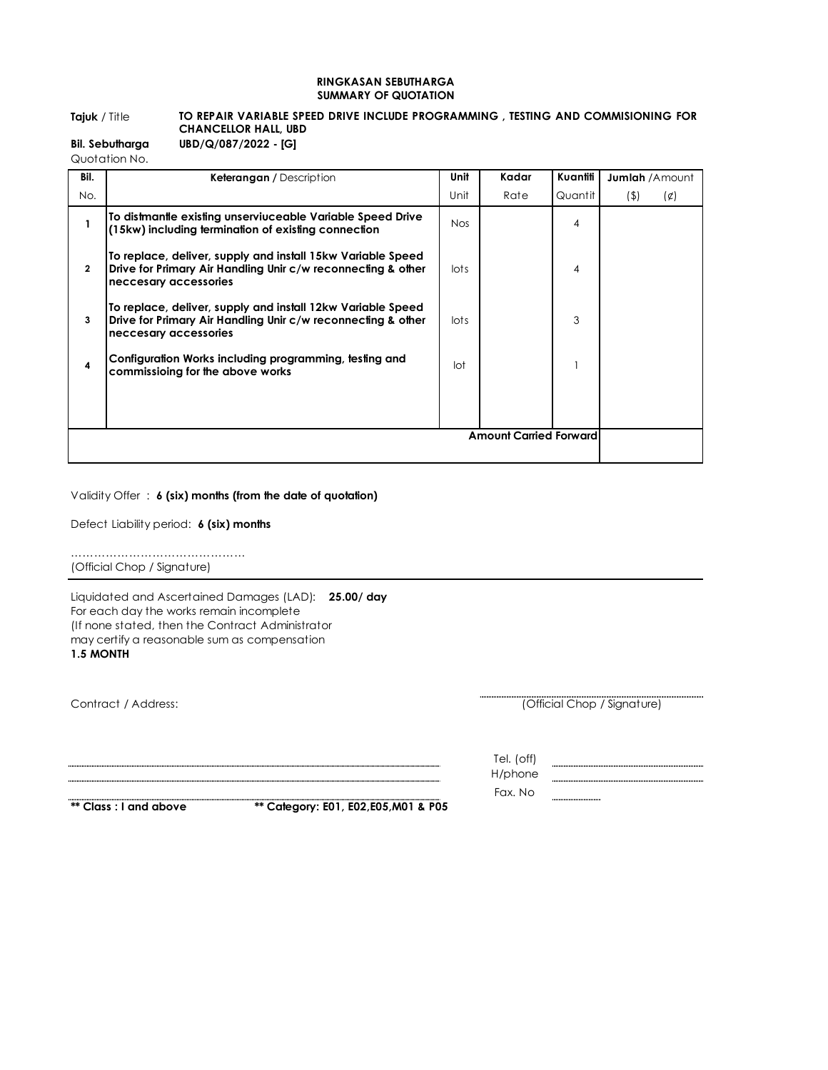**RINGKASAN SEBUTHARGA**
**SUMMARY OF QUOTATION**

**Tajuk** / Title **TO REPAIR VARIABLE SPEED DRIVE INCLUDE PROGRAMMING , TESTING AND COMMISIONING FOR CHANCELLOR HALL, UBD**

**Bil. Sebutharga** **UBD/Q/087/2022 - [G]**
Quotation No.

| Bil. No. | **Keterangan /** Description | Unit Unit | Kadar Rate | Kuantiti Quantit | **Jumlah** /Amount ($) | (¢) |
|---|---|---|---|---|---|---|
| 1 | **To distmantle existing unserviuceable Variable Speed Drive (15kw) including termination of existing connection** | Nos | | 4 | | |
| 2 | **To replace, deliver, supply and install 15kw Variable Speed Drive for Primary Air Handling Unir c/w reconnecting & other neccesary accessories** | lots | | 4 | | |
| 3 | **To replace, deliver, supply and install 12kw Variable Speed Drive for Primary Air Handling Unir c/w reconnecting & other neccesary accessories** | lots | | 3 | | |
| 4 | **Configuration Works including programming, testing and commissioing for the above works** | lot | | 1 | | |
| | | | **Amount Carried Forward** | | | |

Validity Offer : **6 (six) months (from the date of quotation)**

Defect Liability period: **6 (six) months**

………………………………………
(Official Chop / Signature)

Liquidated and Ascertained Damages (LAD): **25.00/ day**
For each day the works remain incomplete
(If none stated, then the Contract Administrator
may certify a reasonable sum as compensation
**1.5 MONTH**

Contract / Address: (Official Chop / Signature)

Tel. (off)
H/phone
Fax. No

**** Class : I and above** **** Category: E01, E02,E05,M01 & P05**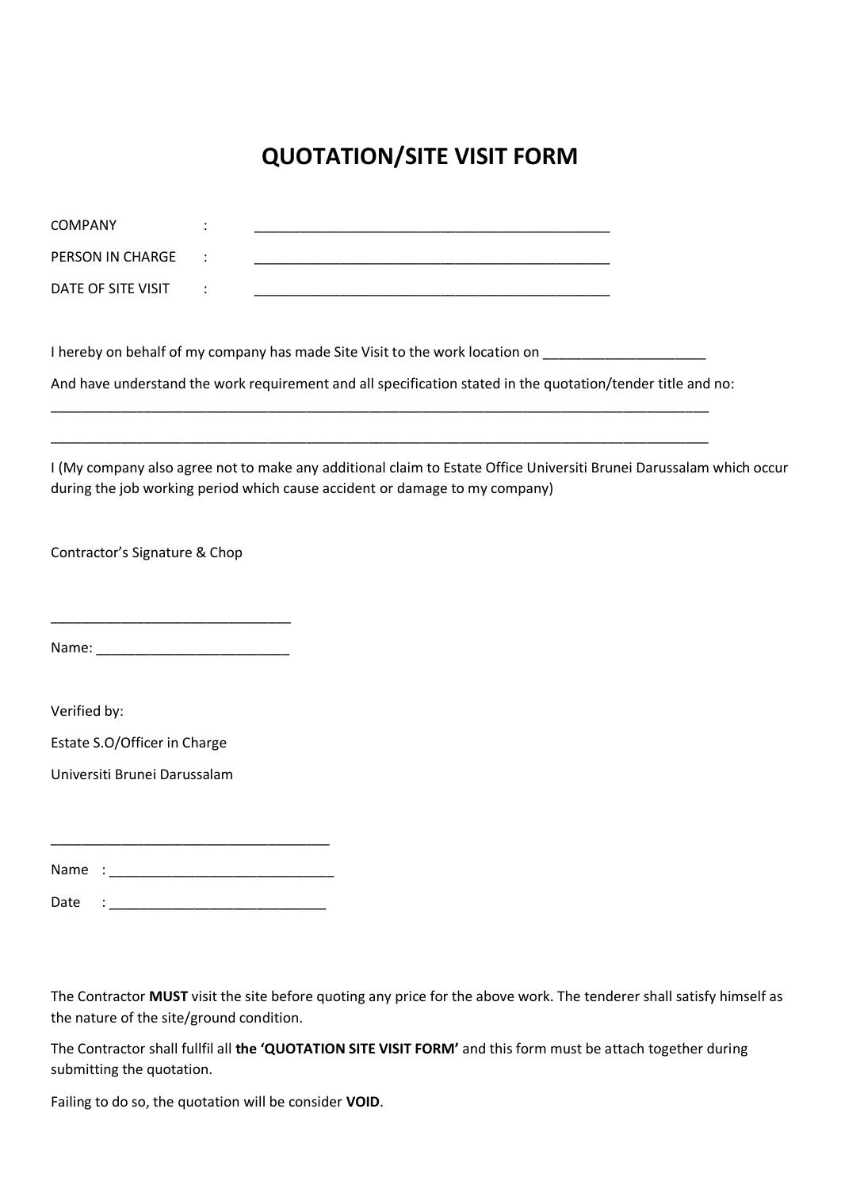# QUOTATION/SITE VISIT FORM

COMPANY : ______________________________________________

PERSON IN CHARGE : ______________________________________________

DATE OF SITE VISIT : ______________________________________________

I hereby on behalf of my company has made Site Visit to the work location on _____________________

And have understand the work requirement and all specification stated in the quotation/tender title and no:

___________________________________________________________________________________________

___________________________________________________________________________________________

I (My company also agree not to make any additional claim to Estate Office Universiti Brunei Darussalam which occur during the job working period which cause accident or damage to my company)

Contractor's Signature & Chop

_______________________________

Name: _________________________

Verified by:

Estate S.O/Officer in Charge

Universiti Brunei Darussalam

____________________________________

Name : _____________________________

Date : ____________________________

The Contractor **MUST** visit the site before quoting any price for the above work. The tenderer shall satisfy himself as the nature of the site/ground condition.

The Contractor shall fullfil all **the 'QUOTATION SITE VISIT FORM'** and this form must be attach together during submitting the quotation.

Failing to do so, the quotation will be consider **VOID**.